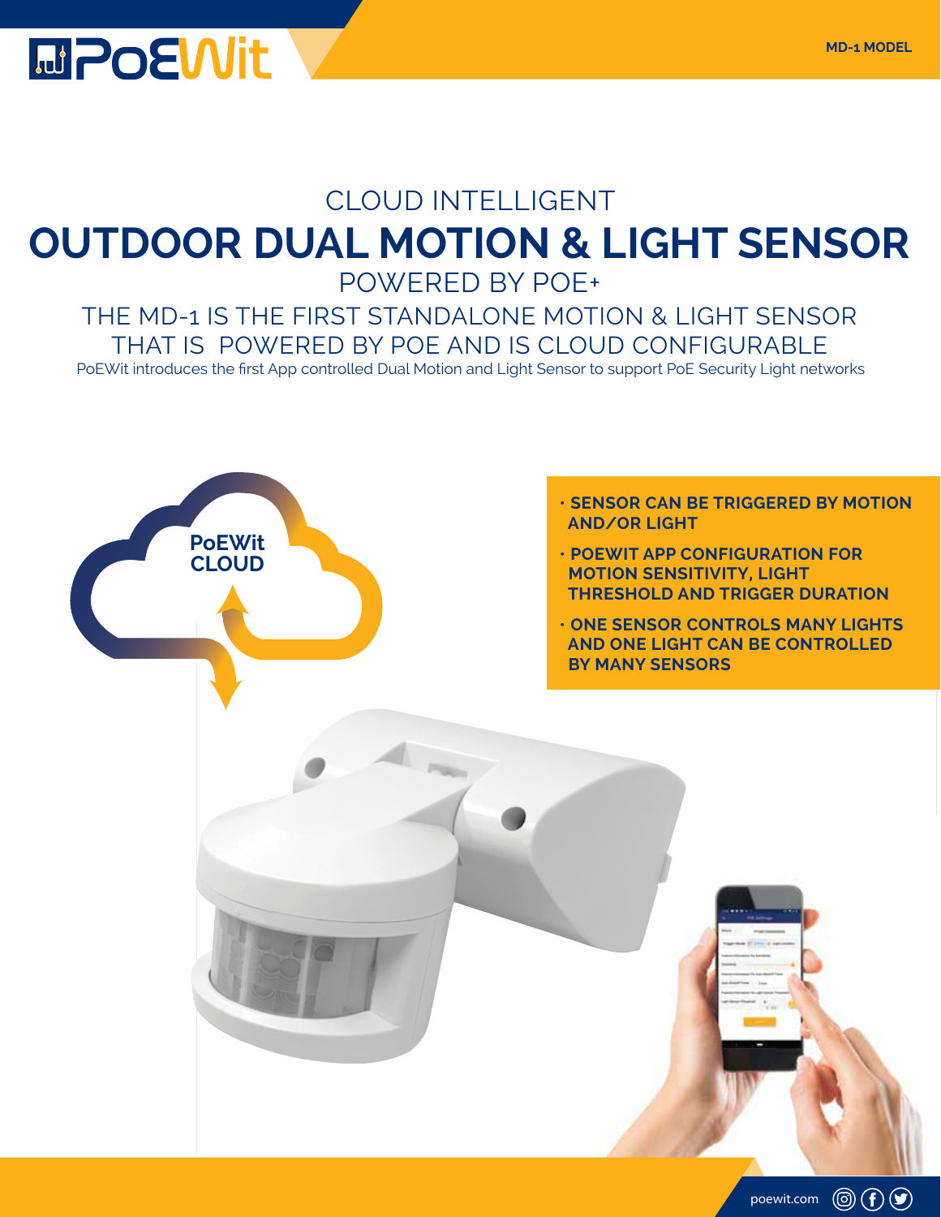MD-1 MODEL

# CLOUD INTELLIGENT

# OUTDOOR DUAL MOTION & LIGHT SENSOR

## POWERED BY POE+

### THE MD-1 IS THE FIRST STANDALONE MOTION & LIGHT SENSOR THAT IS POWERED BY POE AND IS CLOUD CONFIGURABLE

PoEWit introduces the first App controlled Dual Motion and Light Sensor to support PoE Security Light networks

PoEWit CLOUD

- **SENSOR CAN BE TRIGGERED BY MOTION AND/OR LIGHT**
- **POEWIT APP CONFIGURATION FOR MOTION SENSITIVITY, LIGHT THRESHOLD AND TRIGGER DURATION**
- **ONE SENSOR CONTROLS MANY LIGHTS AND ONE LIGHT CAN BE CONTROLLED BY MANY SENSORS**

poewit.com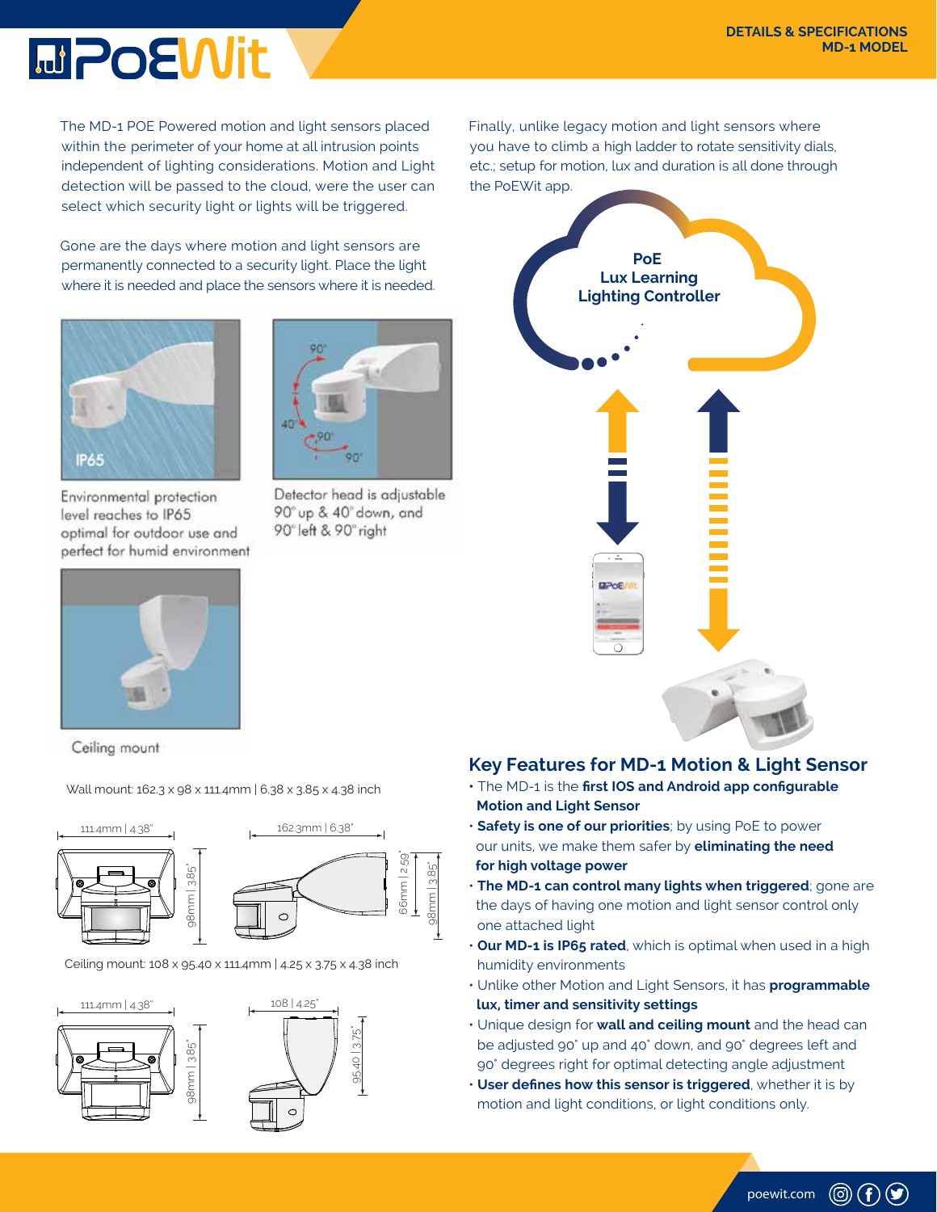DETAILS & SPECIFICATIONS
MD-1 MODEL

The MD-1 POE Powered motion and light sensors placed within the perimeter of your home at all intrusion points independent of lighting considerations. Motion and Light detection will be passed to the cloud, were the user can select which security light or lights will be triggered.

Gone are the days where motion and light sensors are permanently connected to a security light. Place the light where it is needed and place the sensors where it is needed.

Environmental protection level reaches to IP65 optimal for outdoor use and perfect for humid environment

Detector head is adjustable 90° up & 40° down, and 90° left & 90° right

Ceiling mount

Wall mount: 162.3 x 98 x 111.4mm | 6.38 x 3.85 x 4.38 inch

111.4mm | 4.38"  
98mm | 3.85"  
162.3mm | 6.38"  
66mm | 2.59"  
98mm | 3.85"

Ceiling mount: 108 x 95.40 x 111.4mm | 4.25 x 3.75 x 4.38 inch

111.4mm | 4.38"  
98mm | 3.85"  
108 | 4.25"  
95.40 | 3.75"

Finally, unlike legacy motion and light sensors where you have to climb a high ladder to rotate sensitivity dials, etc.; setup for motion, lux and duration is all done through the PoEWit app.

PoE
Lux Learning
Lighting Controller

## Key Features for MD-1 Motion & Light Sensor

- The MD-1 is the **first IOS and Android app configurable Motion and Light Sensor**
- **Safety is one of our priorities**; by using PoE to power our units, we make them safer by **eliminating the need for high voltage power**
- **The MD-1 can control many lights when triggered**; gone are the days of having one motion and light sensor control only one attached light
- **Our MD-1 is IP65 rated**, which is optimal when used in a high humidity environments
- Unlike other Motion and Light Sensors, it has **programmable lux, timer and sensitivity settings**
- Unique design for **wall and ceiling mount** and the head can be adjusted 90° up and 40° down, and 90° degrees left and 90° degrees right for optimal detecting angle adjustment
- **User defines how this sensor is triggered**, whether it is by motion and light conditions, or light conditions only.

poewit.com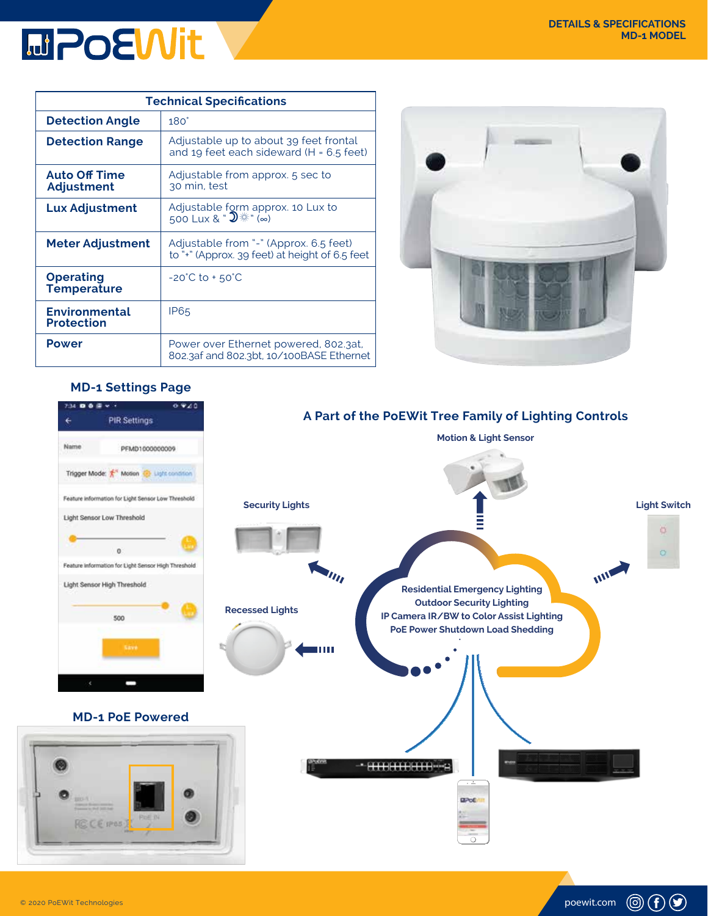**DETAILS & SPECIFICATIONS**
**MD-1 MODEL**

| Technical Specifications | |
|---|---|
| **Detection Angle** | 180˚ |
| **Detection Range** | Adjustable up to about 39 feet frontal and 19 feet each sideward (H = 6.5 feet) |
| **Auto Off Time Adjustment** | Adjustable from approx. 5 sec to 30 min, test |
| **Lux Adjustment** | Adjustable form approx. 10 Lux to 500 Lux & " ☽☀ " (∞) |
| **Meter Adjustment** | Adjustable from "-" (Approx. 6.5 feet) to "+" (Approx. 39 feet) at height of 6.5 feet |
| **Operating Temperature** | -20˚C to + 50˚C |
| **Environmental Protection** | IP65 |
| **Power** | Power over Ethernet powered, 802.3at, 802.3af and 802.3bt, 10/100BASE Ethernet |

## MD-1 Settings Page

PIR Settings

Name PFMD1000000009

Trigger Mode: Motion Light condition

Feature information for Light Sensor Low Threshold

Light Sensor Low Threshold

0

Feature information for Light Sensor High Threshold

Light Sensor High Threshold

500

Save

## MD-1 PoE Powered

## A Part of the PoEWit Tree Family of Lighting Controls

Motion & Light Sensor

Security Lights

Light Switch

Recessed Lights

Residential Emergency Lighting
Outdoor Security Lighting
IP Camera IR/BW to Color Assist Lighting
PoE Power Shutdown Load Shedding

© 2020 PoEWit Technologies

poewit.com